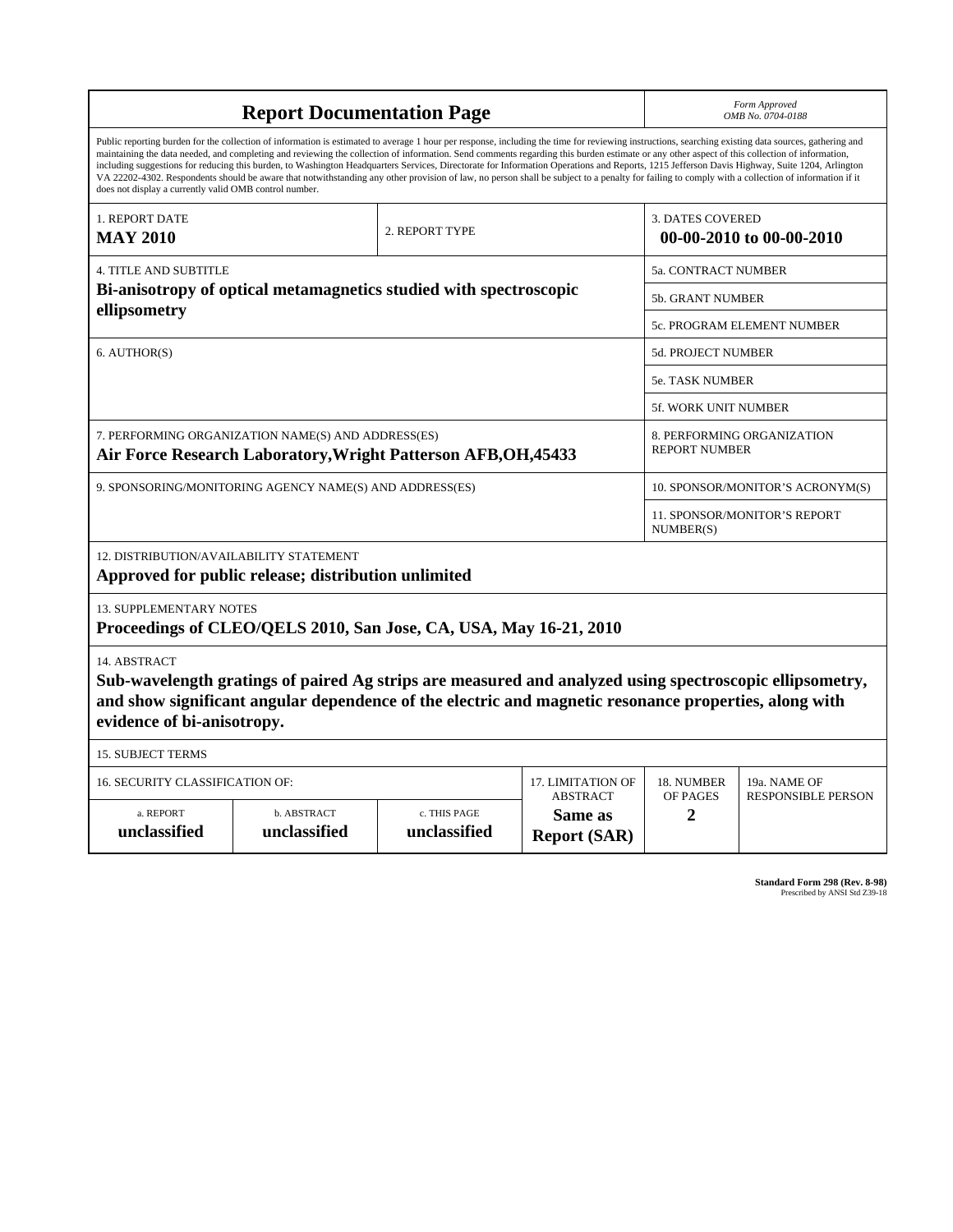# Report Documentation Page

*Form Approved*
*OMB No. 0704-0188*

Public reporting burden for the collection of information is estimated to average 1 hour per response, including the time for reviewing instructions, searching existing data sources, gathering and maintaining the data needed, and completing and reviewing the collection of information. Send comments regarding this burden estimate or any other aspect of this collection of information, including suggestions for reducing this burden, to Washington Headquarters Services, Directorate for Information Operations and Reports, 1215 Jefferson Davis Highway, Suite 1204, Arlington VA 22202-4302. Respondents should be aware that notwithstanding any other provision of law, no person shall be subject to a penalty for failing to comply with a collection of information if it does not display a currently valid OMB control number.

| 1. REPORT DATE | 2. REPORT TYPE | 3. DATES COVERED |
|---|---|---|
| **MAY 2010** | | **00-00-2010 to 00-00-2010** |

| 4. TITLE AND SUBTITLE | |
|---|---|
| **Bi-anisotropy of optical metamagnetics studied with spectroscopic ellipsometry** | 5a. CONTRACT NUMBER |
| | 5b. GRANT NUMBER |
| | 5c. PROGRAM ELEMENT NUMBER |
| 6. AUTHOR(S) | 5d. PROJECT NUMBER |
| | 5e. TASK NUMBER |
| | 5f. WORK UNIT NUMBER |
| 7. PERFORMING ORGANIZATION NAME(S) AND ADDRESS(ES) **Air Force Research Laboratory,Wright Patterson AFB,OH,45433** | 8. PERFORMING ORGANIZATION REPORT NUMBER |
| 9. SPONSORING/MONITORING AGENCY NAME(S) AND ADDRESS(ES) | 10. SPONSOR/MONITOR'S ACRONYM(S) |
| | 11. SPONSOR/MONITOR'S REPORT NUMBER(S) |

12. DISTRIBUTION/AVAILABILITY STATEMENT
**Approved for public release; distribution unlimited**

13. SUPPLEMENTARY NOTES
**Proceedings of CLEO/QELS 2010, San Jose, CA, USA, May 16-21, 2010**

14. ABSTRACT
**Sub-wavelength gratings of paired Ag strips are measured and analyzed using spectroscopic ellipsometry, and show significant angular dependence of the electric and magnetic resonance properties, along with evidence of bi-anisotropy.**

15. SUBJECT TERMS

| 16. SECURITY CLASSIFICATION OF: | | | 17. LIMITATION OF ABSTRACT | 18. NUMBER OF PAGES | 19a. NAME OF RESPONSIBLE PERSON |
|---|---|---|---|---|---|
| a. REPORT | b. ABSTRACT | c. THIS PAGE | | | |
| **unclassified** | **unclassified** | **unclassified** | **Same as Report (SAR)** | **2** | |

**Standard Form 298 (Rev. 8-98)**
Prescribed by ANSI Std Z39-18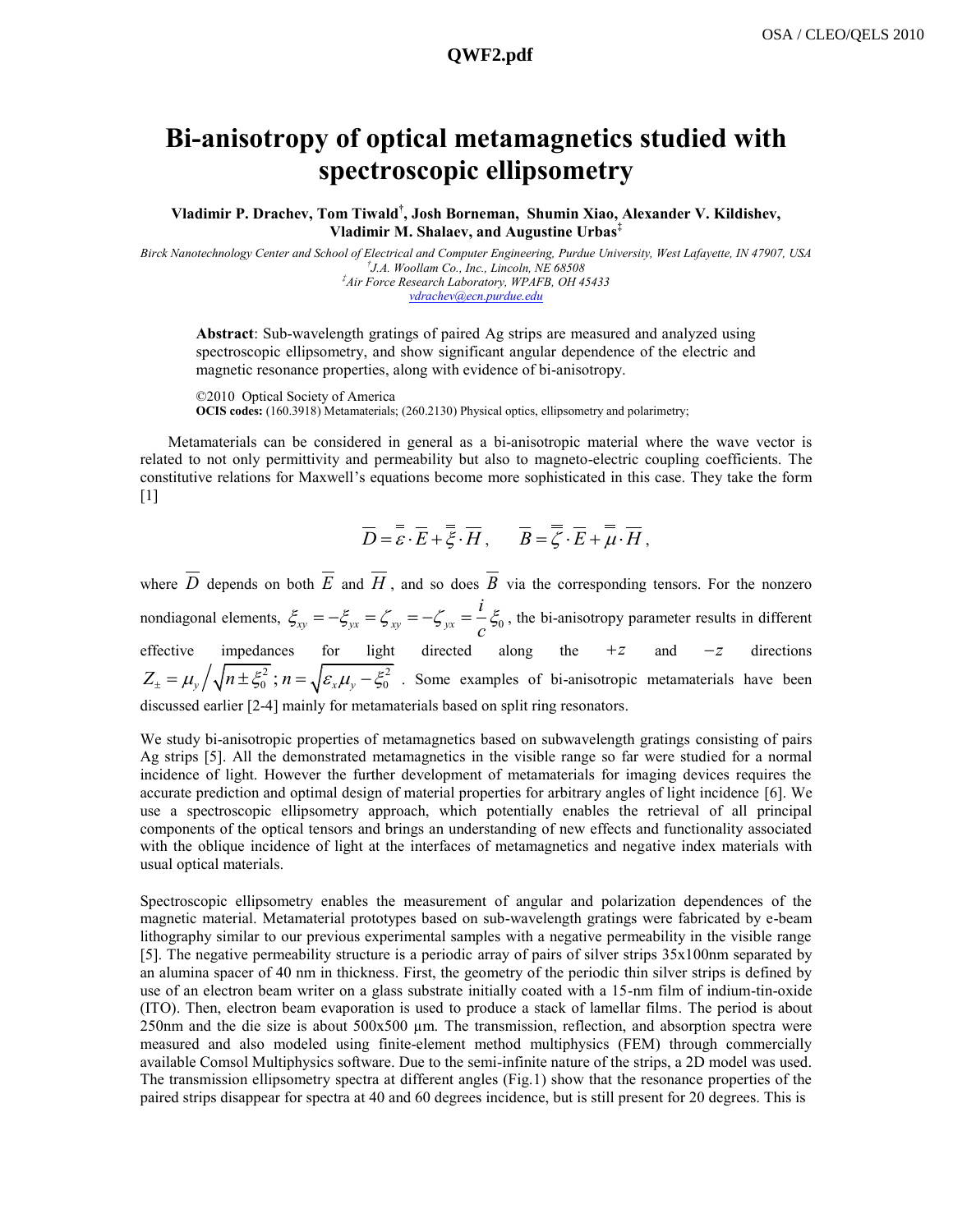QWF2.pdf

# Bi-anisotropy of optical metamagnetics studied with spectroscopic ellipsometry

**Vladimir P. Drachev, Tom Tiwald[†], Josh Borneman, Shumin Xiao, Alexander V. Kildishev, Vladimir M. Shalaev, and Augustine Urbas[‡]**

*Birck Nanotechnology Center and School of Electrical and Computer Engineering, Purdue University, West Lafayette, IN 47907, USA*
*[†]J.A. Woollam Co., Inc., Lincoln, NE 68508*
*[‡]Air Force Research Laboratory, WPAFB, OH 45433*
vdrachev@ecn.purdue.edu

**Abstract**: Sub-wavelength gratings of paired Ag strips are measured and analyzed using spectroscopic ellipsometry, and show significant angular dependence of the electric and magnetic resonance properties, along with evidence of bi-anisotropy.

©2010 Optical Society of America
**OCIS codes:** (160.3918) Metamaterials; (260.2130) Physical optics, ellipsometry and polarimetry;

Metamaterials can be considered in general as a bi-anisotropic material where the wave vector is related to not only permittivity and permeability but also to magneto-electric coupling coefficients. The constitutive relations for Maxwell's equations become more sophisticated in this case. They take the form [1]

$$\overline{D} = \overline{\overline{\varepsilon}} \cdot \overline{E} + \overline{\overline{\xi}} \cdot \overline{H}, \qquad \overline{B} = \overline{\overline{\zeta}} \cdot \overline{E} + \overline{\overline{\mu}} \cdot \overline{H},$$

where $\overline{D}$ depends on both $\overline{E}$ and $\overline{H}$, and so does $\overline{B}$ via the corresponding tensors. For the nonzero nondiagonal elements, $\xi_{xy} = -\xi_{yx} = \zeta_{xy} = -\zeta_{yx} = \frac{i}{c}\xi_0$, the bi-anisotropy parameter results in different effective impedances for light directed along the $+z$ and $-z$ directions $Z_{\pm} = \mu_y \Big/ \sqrt{n \pm \xi_0^2}$; $n = \sqrt{\varepsilon_x \mu_y - \xi_0^2}$ . Some examples of bi-anisotropic metamaterials have been discussed earlier [2-4] mainly for metamaterials based on split ring resonators.

We study bi-anisotropic properties of metamagnetics based on subwavelength gratings consisting of pairs Ag strips [5]. All the demonstrated metamagnetics in the visible range so far were studied for a normal incidence of light. However the further development of metamaterials for imaging devices requires the accurate prediction and optimal design of material properties for arbitrary angles of light incidence [6]. We use a spectroscopic ellipsometry approach, which potentially enables the retrieval of all principal components of the optical tensors and brings an understanding of new effects and functionality associated with the oblique incidence of light at the interfaces of metamagnetics and negative index materials with usual optical materials.

Spectroscopic ellipsometry enables the measurement of angular and polarization dependences of the magnetic material. Metamaterial prototypes based on sub-wavelength gratings were fabricated by e-beam lithography similar to our previous experimental samples with a negative permeability in the visible range [5]. The negative permeability structure is a periodic array of pairs of silver strips 35x100nm separated by an alumina spacer of 40 nm in thickness. First, the geometry of the periodic thin silver strips is defined by use of an electron beam writer on a glass substrate initially coated with a 15-nm film of indium-tin-oxide (ITO). Then, electron beam evaporation is used to produce a stack of lamellar films. The period is about 250nm and the die size is about 500x500 µm. The transmission, reflection, and absorption spectra were measured and also modeled using finite-element method multiphysics (FEM) through commercially available Comsol Multiphysics software. Due to the semi-infinite nature of the strips, a 2D model was used. The transmission ellipsometry spectra at different angles (Fig.1) show that the resonance properties of the paired strips disappear for spectra at 40 and 60 degrees incidence, but is still present for 20 degrees. This is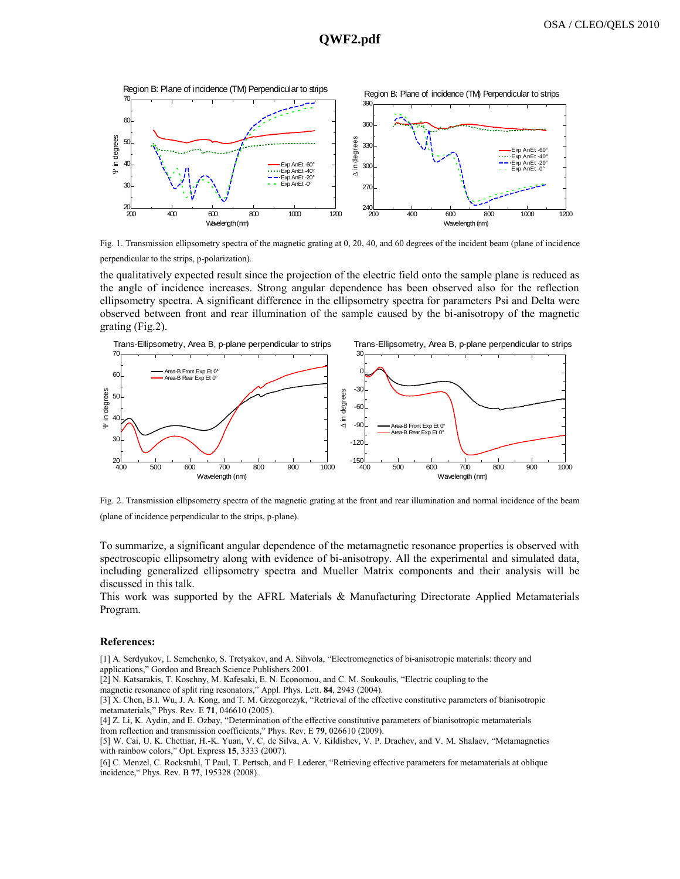Region B: Plane of incidence (TM) Perpendicular to strips

Ψ in degrees

Wavelength (nm)

Exp AnEt -60°
Exp AnEt -40°
Exp AnEt -20°
Exp AnEt -0°

Region B: Plane of incidence (TM) Perpendicular to strips

Δ in degrees

Wavelength (nm)

Exp AnEt -60°
Exp AnEt -40°
Exp AnEt -20°
Exp AnEt -0°

Fig. 1. Transmission ellipsometry spectra of the magnetic grating at 0, 20, 40, and 60 degrees of the incident beam (plane of incidence perpendicular to the strips, p-polarization).

the qualitatively expected result since the projection of the electric field onto the sample plane is reduced as the angle of incidence increases. Strong angular dependence has been observed also for the reflection ellipsometry spectra. A significant difference in the ellipsometry spectra for parameters Psi and Delta were observed between front and rear illumination of the sample caused by the bi-anisotropy of the magnetic grating (Fig.2).

Trans-Ellipsometry, Area B, p-plane perpendicular to strips

Ψ in degrees

Wavelength (nm)

Area-B Front Exp Et 0°
Area-B Rear Exp Et 0°

Trans-Ellipsometry, Area B, p-plane perpendicular to strips

Δ in degrees

Wavelength (nm)

Area-B Front Exp Et 0°
Area-B Rear Exp Et 0°

Fig. 2. Transmission ellipsometry spectra of the magnetic grating at the front and rear illumination and normal incidence of the beam (plane of incidence perpendicular to the strips, p-plane).

To summarize, a significant angular dependence of the metamagnetic resonance properties is observed with spectroscopic ellipsometry along with evidence of bi-anisotropy. All the experimental and simulated data, including generalized ellipsometry spectra and Mueller Matrix components and their analysis will be discussed in this talk.

This work was supported by the AFRL Materials & Manufacturing Directorate Applied Metamaterials Program.

### References:

[1] A. Serdyukov, I. Semchenko, S. Tretyakov, and A. Sihvola, "Electromegnetics of bi-anisotropic materials: theory and applications," Gordon and Breach Science Publishers 2001.

[2] N. Katsarakis, T. Koschny, M. Kafesaki, E. N. Economou, and C. M. Soukoulis, "Electric coupling to the magnetic resonance of split ring resonators," Appl. Phys. Lett. **84**, 2943 (2004).

[3] X. Chen, B.I. Wu, J. A. Kong, and T. M. Grzegorczyk, "Retrieval of the effective constitutive parameters of bianisotropic metamaterials," Phys. Rev. E **71**, 046610 (2005).

[4] Z. Li, K. Aydin, and E. Ozbay, "Determination of the effective constitutive parameters of bianisotropic metamaterials from reflection and transmission coefficients," Phys. Rev. E **79**, 026610 (2009).

[5] W. Cai, U. K. Chettiar, H.-K. Yuan, V. C. de Silva, A. V. Kildishev, V. P. Drachev, and V. M. Shalaev, "Metamagnetics with rainbow colors," Opt. Express **15**, 3333 (2007).

[6] C. Menzel, C. Rockstuhl, T Paul, T. Pertsch, and F. Lederer, "Retrieving effective parameters for metamaterials at oblique incidence," Phys. Rev. B **77**, 195328 (2008).